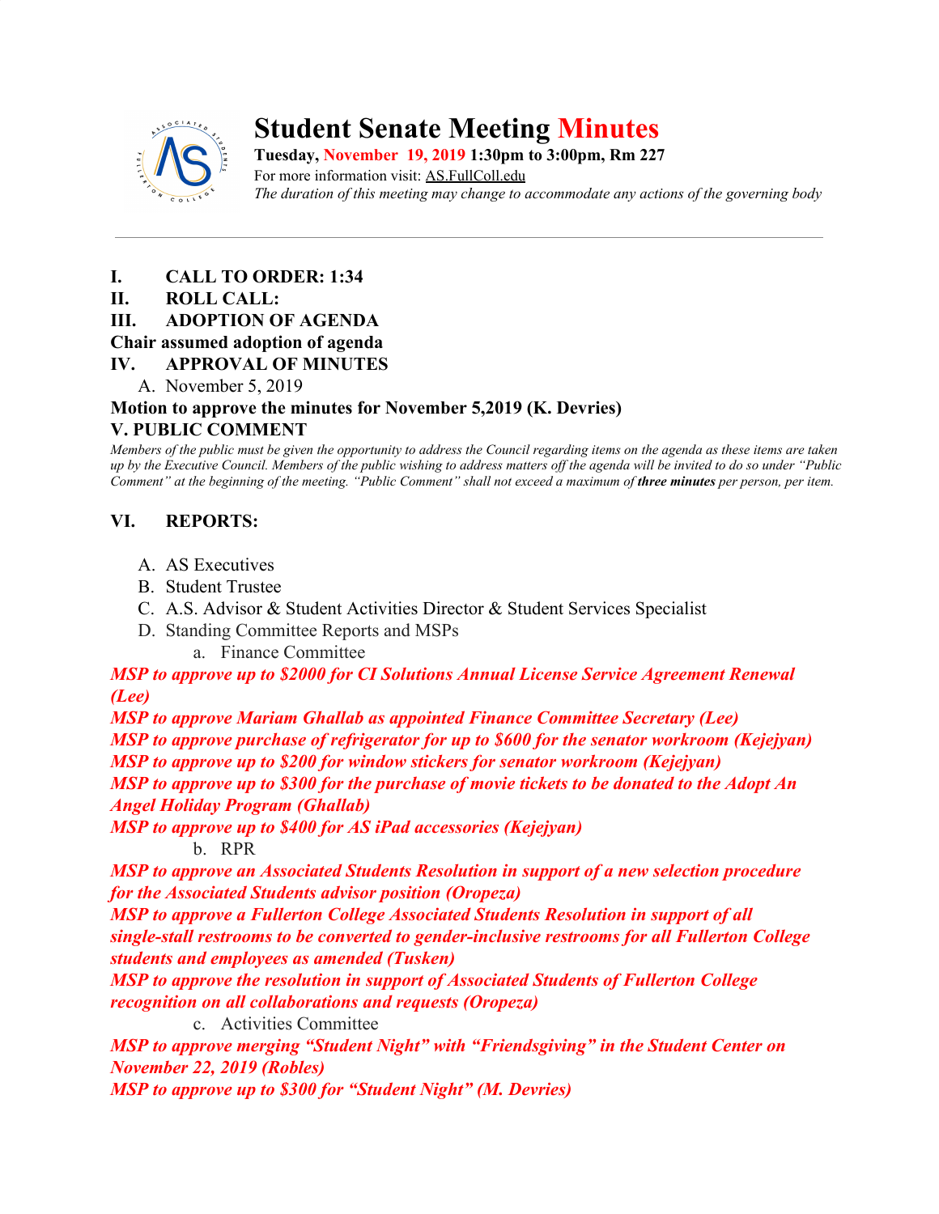# Student Senate Meeting Minutes

**Tuesday, November 19, 2019 1:30pm to 3:00pm, Rm 227**

For more information visit: AS.FullColl.edu

*The duration of this meeting may change to accommodate any actions of the governing body*

---

**I. CALL TO ORDER: 1:34**

**II. ROLL CALL:**

**III. ADOPTION OF AGENDA**

**Chair assumed adoption of agenda**

**IV. APPROVAL OF MINUTES**

A. November 5, 2019

**Motion to approve the minutes for November 5,2019 (K. Devries)**

**V. PUBLIC COMMENT**

*Members of the public must be given the opportunity to address the Council regarding items on the agenda as these items are taken up by the Executive Council. Members of the public wishing to address matters off the agenda will be invited to do so under "Public Comment" at the beginning of the meeting. "Public Comment" shall not exceed a maximum of **three minutes** per person, per item.*

**VI. REPORTS:**

A. AS Executives
B. Student Trustee
C. A.S. Advisor & Student Activities Director & Student Services Specialist
D. Standing Committee Reports and MSPs
   a. Finance Committee

***MSP to approve up to $2000 for CI Solutions Annual License Service Agreement Renewal (Lee)***

***MSP to approve Mariam Ghallab as appointed Finance Committee Secretary (Lee)***

***MSP to approve purchase of refrigerator for up to $600 for the senator workroom (Kejejyan)***

***MSP to approve up to $200 for window stickers for senator workroom (Kejejyan)***

***MSP to approve up to $300 for the purchase of movie tickets to be donated to the Adopt An Angel Holiday Program (Ghallab)***

***MSP to approve up to $400 for AS iPad accessories (Kejejyan)***

   b. RPR

***MSP to approve an Associated Students Resolution in support of a new selection procedure for the Associated Students advisor position (Oropeza)***

***MSP to approve a Fullerton College Associated Students Resolution in support of all single-stall restrooms to be converted to gender-inclusive restrooms for all Fullerton College students and employees as amended (Tusken)***

***MSP to approve the resolution in support of Associated Students of Fullerton College recognition on all collaborations and requests (Oropeza)***

   c. Activities Committee

***MSP to approve merging "Student Night" with "Friendsgiving" in the Student Center on November 22, 2019 (Robles)***

***MSP to approve up to $300 for "Student Night" (M. Devries)***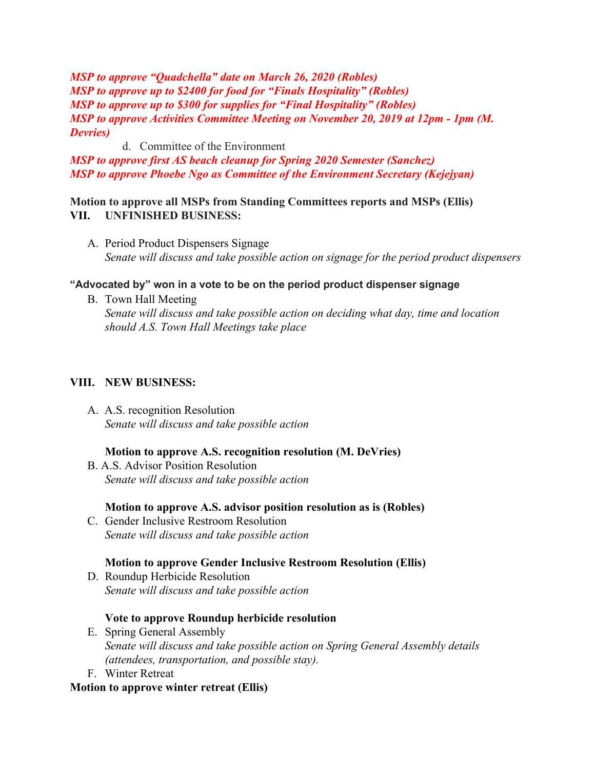***MSP to approve "Quadchella" date on March 26, 2020 (Robles)***
***MSP to approve up to $2400 for food for "Finals Hospitality" (Robles)***
***MSP to approve up to $300 for supplies for "Final Hospitality" (Robles)***
***MSP to approve Activities Committee Meeting on November 20, 2019 at 12pm - 1pm (M. Devries)***

d. Committee of the Environment

***MSP to approve first AS beach cleanup for Spring 2020 Semester (Sanchez)***
***MSP to approve Phoebe Ngo as Committee of the Environment Secretary (Kejejyan)***

**Motion to approve all MSPs from Standing Committees reports and MSPs (Ellis)**

## VII. UNFINISHED BUSINESS:

A. Period Product Dispensers Signage
*Senate will discuss and take possible action on signage for the period product dispensers*

**"Advocated by" won in a vote to be on the period product dispenser signage**

B. Town Hall Meeting
*Senate will discuss and take possible action on deciding what day, time and location should A.S. Town Hall Meetings take place*

## VIII. NEW BUSINESS:

A. A.S. recognition Resolution
*Senate will discuss and take possible action*

**Motion to approve A.S. recognition resolution (M. DeVries)**

B. A.S. Advisor Position Resolution
*Senate will discuss and take possible action*

**Motion to approve A.S. advisor position resolution as is (Robles)**

C. Gender Inclusive Restroom Resolution
*Senate will discuss and take possible action*

**Motion to approve Gender Inclusive Restroom Resolution (Ellis)**

D. Roundup Herbicide Resolution
*Senate will discuss and take possible action*

**Vote to approve Roundup herbicide resolution**

E. Spring General Assembly
*Senate will discuss and take possible action on Spring General Assembly details (attendees, transportation, and possible stay).*

F. Winter Retreat

**Motion to approve winter retreat (Ellis)**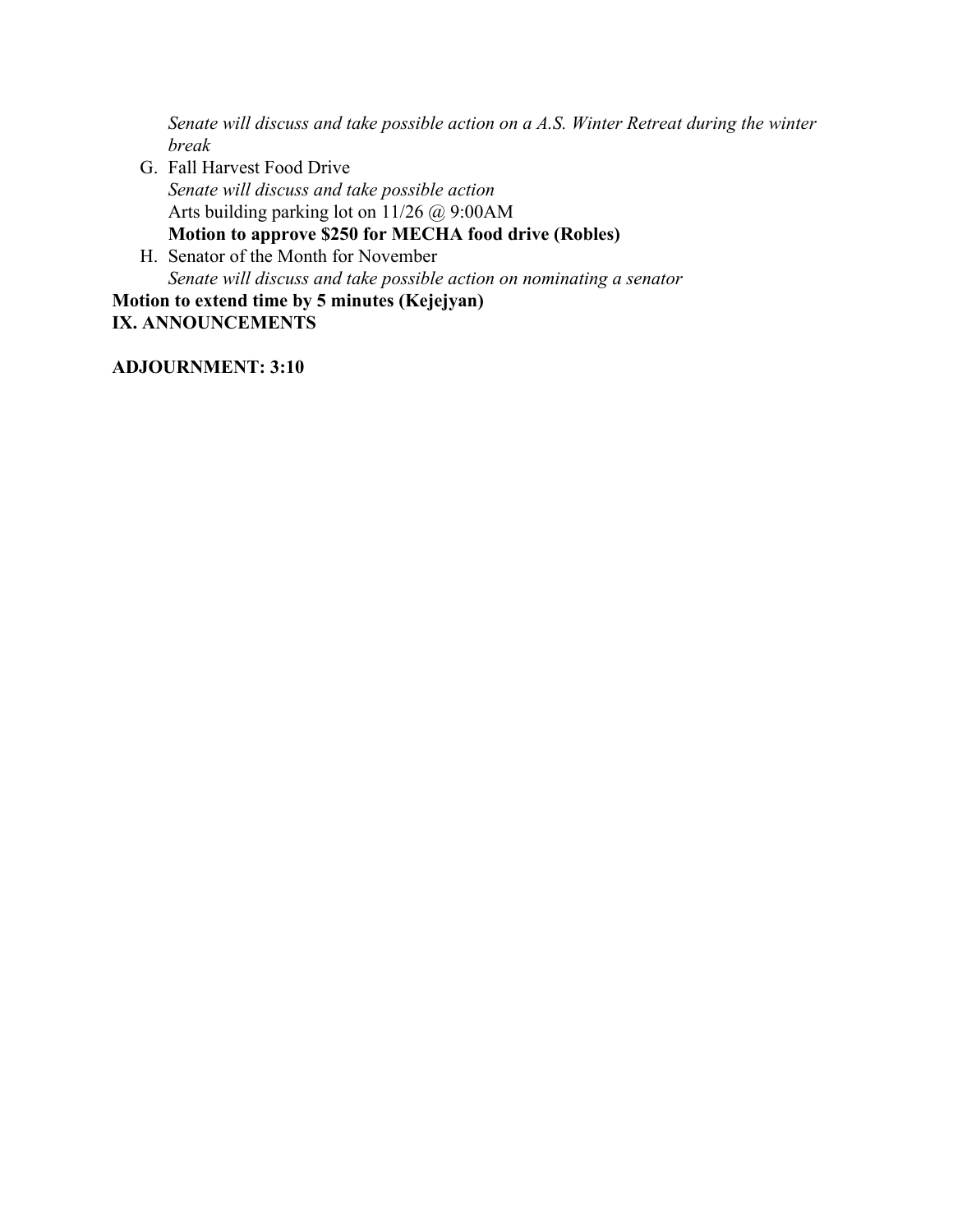*Senate will discuss and take possible action on a A.S. Winter Retreat during the winter break*

G. Fall Harvest Food Drive
   *Senate will discuss and take possible action*
   Arts building parking lot on 11/26 @ 9:00AM
   **Motion to approve $250 for MECHA food drive (Robles)**

H. Senator of the Month for November
   *Senate will discuss and take possible action on nominating a senator*

**Motion to extend time by 5 minutes (Kejejyan)**

**IX. ANNOUNCEMENTS**

**ADJOURNMENT: 3:10**